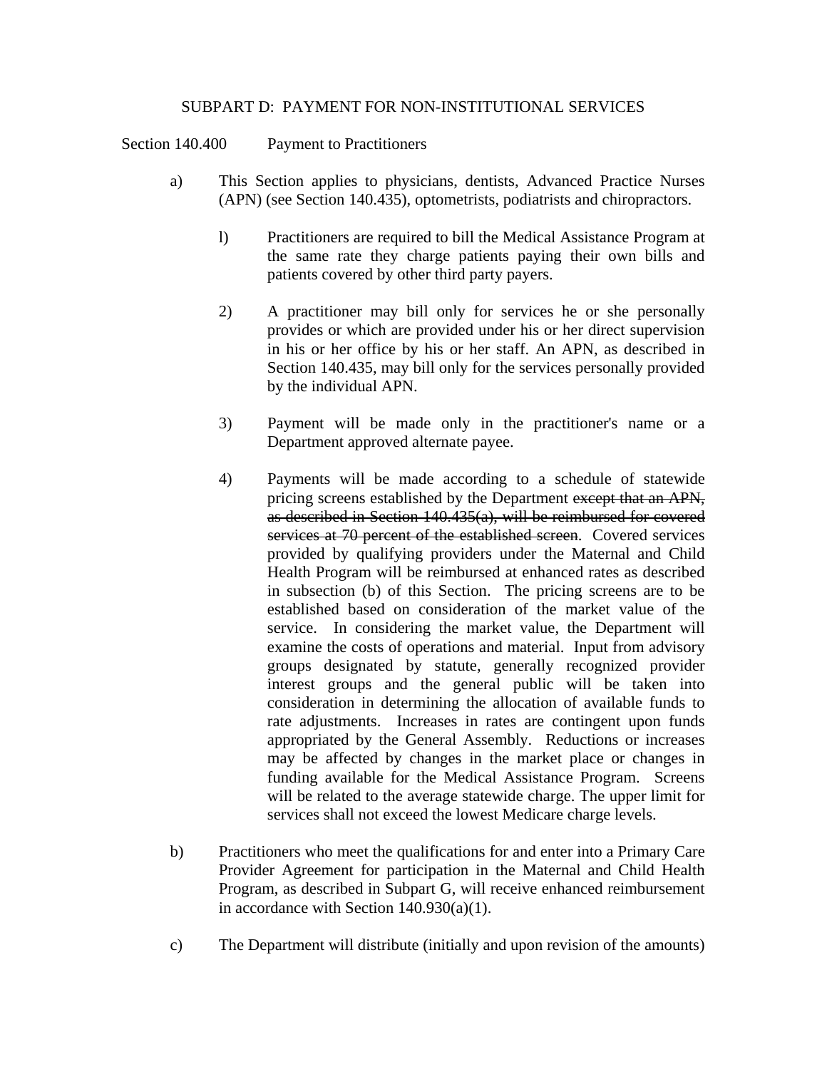SUBPART D: PAYMENT FOR NON-INSTITUTIONAL SERVICES

Section 140.400 Payment to Practitioners

a) This Section applies to physicians, dentists, Advanced Practice Nurses (APN) (see Section 140.435), optometrists, podiatrists and chiropractors.

   l) Practitioners are required to bill the Medical Assistance Program at the same rate they charge patients paying their own bills and patients covered by other third party payers.

   2) A practitioner may bill only for services he or she personally provides or which are provided under his or her direct supervision in his or her office by his or her staff. An APN, as described in Section 140.435, may bill only for the services personally provided by the individual APN.

   3) Payment will be made only in the practitioner's name or a Department approved alternate payee.

   4) Payments will be made according to a schedule of statewide pricing screens established by the Department ~~except that an APN, as described in Section 140.435(a), will be reimbursed for covered services at 70 percent of the established screen~~. Covered services provided by qualifying providers under the Maternal and Child Health Program will be reimbursed at enhanced rates as described in subsection (b) of this Section. The pricing screens are to be established based on consideration of the market value of the service. In considering the market value, the Department will examine the costs of operations and material. Input from advisory groups designated by statute, generally recognized provider interest groups and the general public will be taken into consideration in determining the allocation of available funds to rate adjustments. Increases in rates are contingent upon funds appropriated by the General Assembly. Reductions or increases may be affected by changes in the market place or changes in funding available for the Medical Assistance Program. Screens will be related to the average statewide charge. The upper limit for services shall not exceed the lowest Medicare charge levels.

b) Practitioners who meet the qualifications for and enter into a Primary Care Provider Agreement for participation in the Maternal and Child Health Program, as described in Subpart G, will receive enhanced reimbursement in accordance with Section 140.930(a)(1).

c) The Department will distribute (initially and upon revision of the amounts)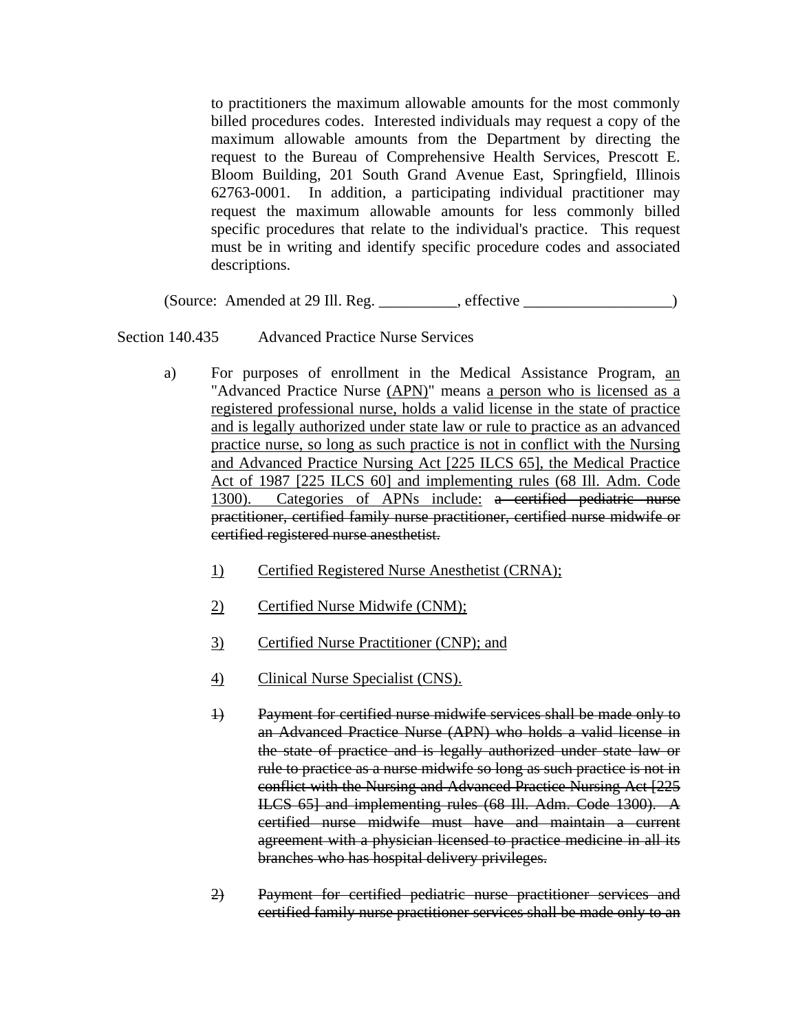to practitioners the maximum allowable amounts for the most commonly billed procedures codes. Interested individuals may request a copy of the maximum allowable amounts from the Department by directing the request to the Bureau of Comprehensive Health Services, Prescott E. Bloom Building, 201 South Grand Avenue East, Springfield, Illinois 62763-0001. In addition, a participating individual practitioner may request the maximum allowable amounts for less commonly billed specific procedures that relate to the individual's practice. This request must be in writing and identify specific procedure codes and associated descriptions.

(Source: Amended at 29 Ill. Reg. __________, effective ___________________)

Section 140.435 Advanced Practice Nurse Services

a) For purposes of enrollment in the Medical Assistance Program, <u>an</u> "Advanced Practice Nurse <u>(APN)</u>" means <u>a person who is licensed as a registered professional nurse, holds a valid license in the state of practice and is legally authorized under state law or rule to practice as an advanced practice nurse, so long as such practice is not in conflict with the Nursing and Advanced Practice Nursing Act [225 ILCS 65], the Medical Practice Act of 1987 [225 ILCS 60] and implementing rules (68 Ill. Adm. Code 1300). Categories of APNs include:</u> ~~a certified pediatric nurse practitioner, certified family nurse practitioner, certified nurse midwife or certified registered nurse anesthetist.~~

<u>1)</u> <u>Certified Registered Nurse Anesthetist (CRNA);</u>

<u>2)</u> <u>Certified Nurse Midwife (CNM);</u>

<u>3)</u> <u>Certified Nurse Practitioner (CNP); and</u>

<u>4)</u> <u>Clinical Nurse Specialist (CNS).</u>

~~1)~~ ~~Payment for certified nurse midwife services shall be made only to an Advanced Practice Nurse (APN) who holds a valid license in the state of practice and is legally authorized under state law or rule to practice as a nurse midwife so long as such practice is not in conflict with the Nursing and Advanced Practice Nursing Act [225 ILCS 65] and implementing rules (68 Ill. Adm. Code 1300). A certified nurse midwife must have and maintain a current agreement with a physician licensed to practice medicine in all its branches who has hospital delivery privileges.~~

~~2)~~ ~~Payment for certified pediatric nurse practitioner services and certified family nurse practitioner services shall be made only to an~~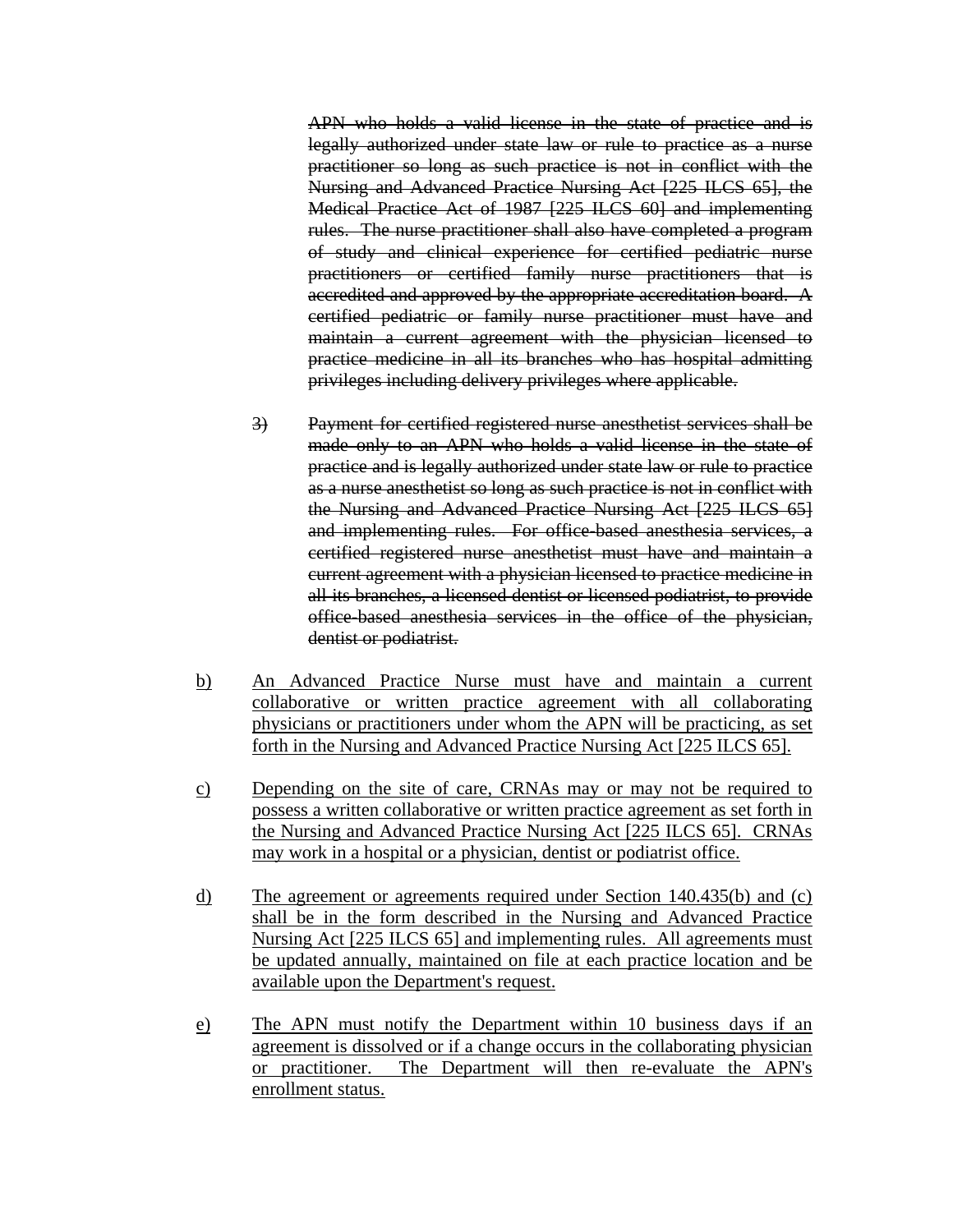~~APN who holds a valid license in the state of practice and is legally authorized under state law or rule to practice as a nurse practitioner so long as such practice is not in conflict with the Nursing and Advanced Practice Nursing Act [225 ILCS 65], the Medical Practice Act of 1987 [225 ILCS 60] and implementing rules. The nurse practitioner shall also have completed a program of study and clinical experience for certified pediatric nurse practitioners or certified family nurse practitioners that is accredited and approved by the appropriate accreditation board. A certified pediatric or family nurse practitioner must have and maintain a current agreement with the physician licensed to practice medicine in all its branches who has hospital admitting privileges including delivery privileges where applicable.~~

~~3) Payment for certified registered nurse anesthetist services shall be made only to an APN who holds a valid license in the state of practice and is legally authorized under state law or rule to practice as a nurse anesthetist so long as such practice is not in conflict with the Nursing and Advanced Practice Nursing Act [225 ILCS 65] and implementing rules. For office-based anesthesia services, a certified registered nurse anesthetist must have and maintain a current agreement with a physician licensed to practice medicine in all its branches, a licensed dentist or licensed podiatrist, to provide office-based anesthesia services in the office of the physician, dentist or podiatrist.~~

<u>b) An Advanced Practice Nurse must have and maintain a current collaborative or written practice agreement with all collaborating physicians or practitioners under whom the APN will be practicing, as set forth in the Nursing and Advanced Practice Nursing Act [225 ILCS 65].</u>

<u>c) Depending on the site of care, CRNAs may or may not be required to possess a written collaborative or written practice agreement as set forth in the Nursing and Advanced Practice Nursing Act [225 ILCS 65]. CRNAs may work in a hospital or a physician, dentist or podiatrist office.</u>

<u>d) The agreement or agreements required under Section 140.435(b) and (c) shall be in the form described in the Nursing and Advanced Practice Nursing Act [225 ILCS 65] and implementing rules. All agreements must be updated annually, maintained on file at each practice location and be available upon the Department's request.</u>

<u>e) The APN must notify the Department within 10 business days if an agreement is dissolved or if a change occurs in the collaborating physician or practitioner. The Department will then re-evaluate the APN's enrollment status.</u>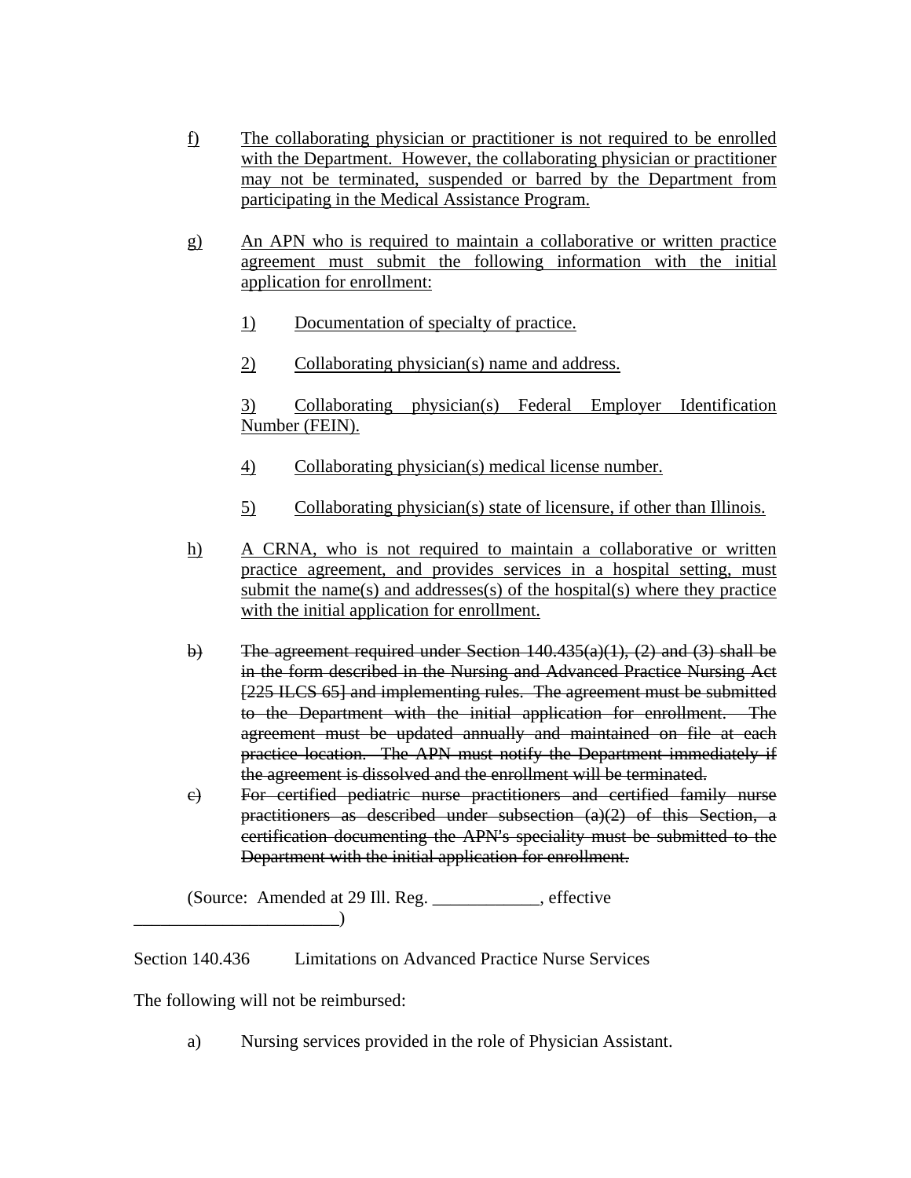f) The collaborating physician or practitioner is not required to be enrolled with the Department. However, the collaborating physician or practitioner may not be terminated, suspended or barred by the Department from participating in the Medical Assistance Program.

g) An APN who is required to maintain a collaborative or written practice agreement must submit the following information with the initial application for enrollment:

1) Documentation of specialty of practice.

2) Collaborating physician(s) name and address.

3) Collaborating physician(s) Federal Employer Identification Number (FEIN).

4) Collaborating physician(s) medical license number.

5) Collaborating physician(s) state of licensure, if other than Illinois.

h) A CRNA, who is not required to maintain a collaborative or written practice agreement, and provides services in a hospital setting, must submit the name(s) and addresses(s) of the hospital(s) where they practice with the initial application for enrollment.

~~b) The agreement required under Section 140.435(a)(1), (2) and (3) shall be in the form described in the Nursing and Advanced Practice Nursing Act [225 ILCS 65] and implementing rules. The agreement must be submitted to the Department with the initial application for enrollment. The agreement must be updated annually and maintained on file at each practice location. The APN must notify the Department immediately if the agreement is dissolved and the enrollment will be terminated.~~

~~c) For certified pediatric nurse practitioners and certified family nurse practitioners as described under subsection (a)(2) of this Section, a certification documenting the APN's speciality must be submitted to the Department with the initial application for enrollment.~~

(Source: Amended at 29 Ill. Reg. ____________, effective ______________________)

Section 140.436 Limitations on Advanced Practice Nurse Services

The following will not be reimbursed:

a) Nursing services provided in the role of Physician Assistant.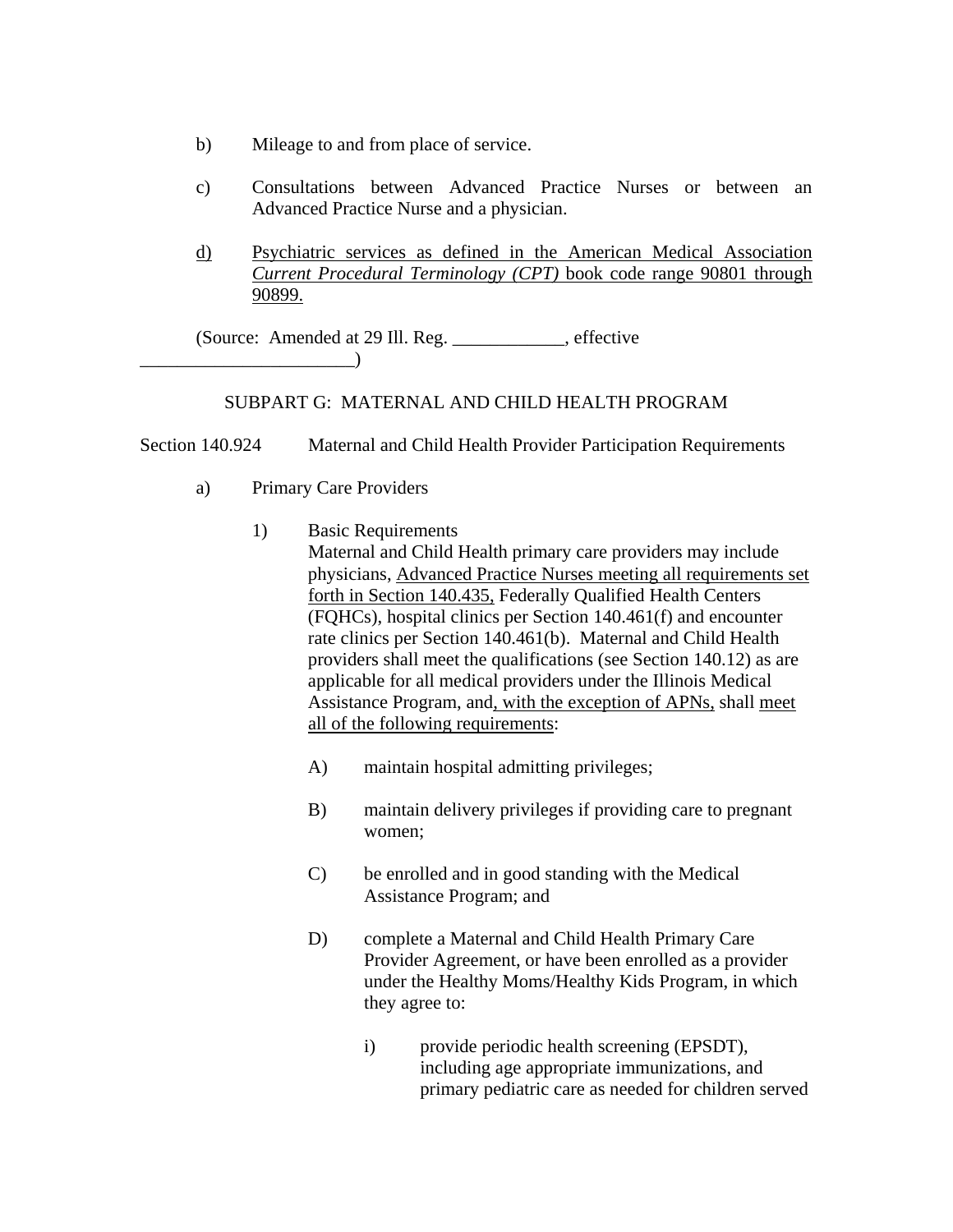b) Mileage to and from place of service.

c) Consultations between Advanced Practice Nurses or between an Advanced Practice Nurse and a physician.

d) Psychiatric services as defined in the American Medical Association *Current Procedural Terminology (CPT)* book code range 90801 through 90899.

(Source: Amended at 29 Ill. Reg. ____________, effective _______________________)

SUBPART G: MATERNAL AND CHILD HEALTH PROGRAM

Section 140.924 Maternal and Child Health Provider Participation Requirements

a) Primary Care Providers

1) Basic Requirements
Maternal and Child Health primary care providers may include physicians, Advanced Practice Nurses meeting all requirements set forth in Section 140.435, Federally Qualified Health Centers (FQHCs), hospital clinics per Section 140.461(f) and encounter rate clinics per Section 140.461(b). Maternal and Child Health providers shall meet the qualifications (see Section 140.12) as are applicable for all medical providers under the Illinois Medical Assistance Program, and, with the exception of APNs, shall meet all of the following requirements:

A) maintain hospital admitting privileges;

B) maintain delivery privileges if providing care to pregnant women;

C) be enrolled and in good standing with the Medical Assistance Program; and

D) complete a Maternal and Child Health Primary Care Provider Agreement, or have been enrolled as a provider under the Healthy Moms/Healthy Kids Program, in which they agree to:

i) provide periodic health screening (EPSDT), including age appropriate immunizations, and primary pediatric care as needed for children served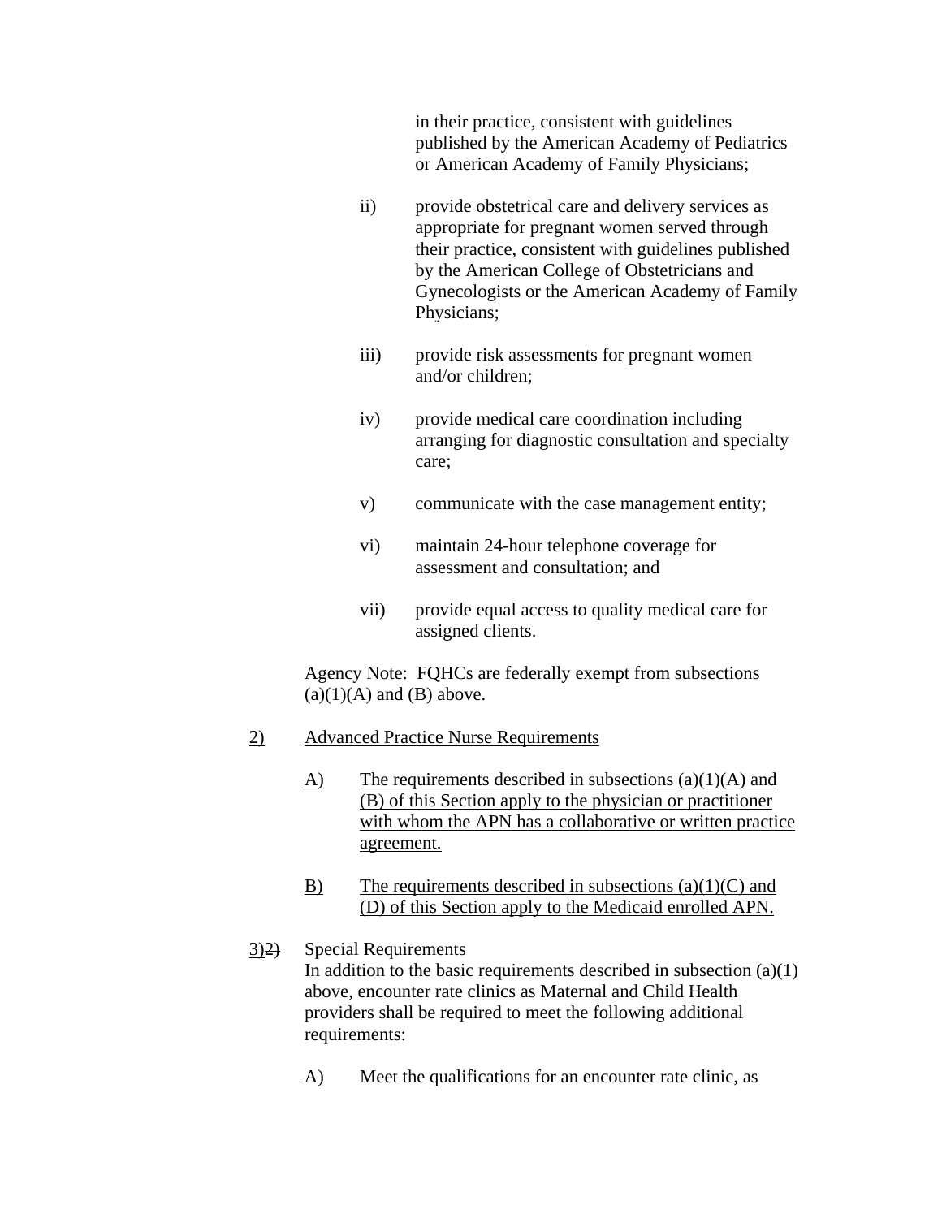in their practice, consistent with guidelines published by the American Academy of Pediatrics or American Academy of Family Physicians;

ii) provide obstetrical care and delivery services as appropriate for pregnant women served through their practice, consistent with guidelines published by the American College of Obstetricians and Gynecologists or the American Academy of Family Physicians;

iii) provide risk assessments for pregnant women and/or children;

iv) provide medical care coordination including arranging for diagnostic consultation and specialty care;

v) communicate with the case management entity;

vi) maintain 24-hour telephone coverage for assessment and consultation; and

vii) provide equal access to quality medical care for assigned clients.

Agency Note: FQHCs are federally exempt from subsections (a)(1)(A) and (B) above.

2) Advanced Practice Nurse Requirements

A) The requirements described in subsections (a)(1)(A) and (B) of this Section apply to the physician or practitioner with whom the APN has a collaborative or written practice agreement.

B) The requirements described in subsections (a)(1)(C) and (D) of this Section apply to the Medicaid enrolled APN.

3)~~2)~~ Special Requirements
In addition to the basic requirements described in subsection (a)(1) above, encounter rate clinics as Maternal and Child Health providers shall be required to meet the following additional requirements:

A) Meet the qualifications for an encounter rate clinic, as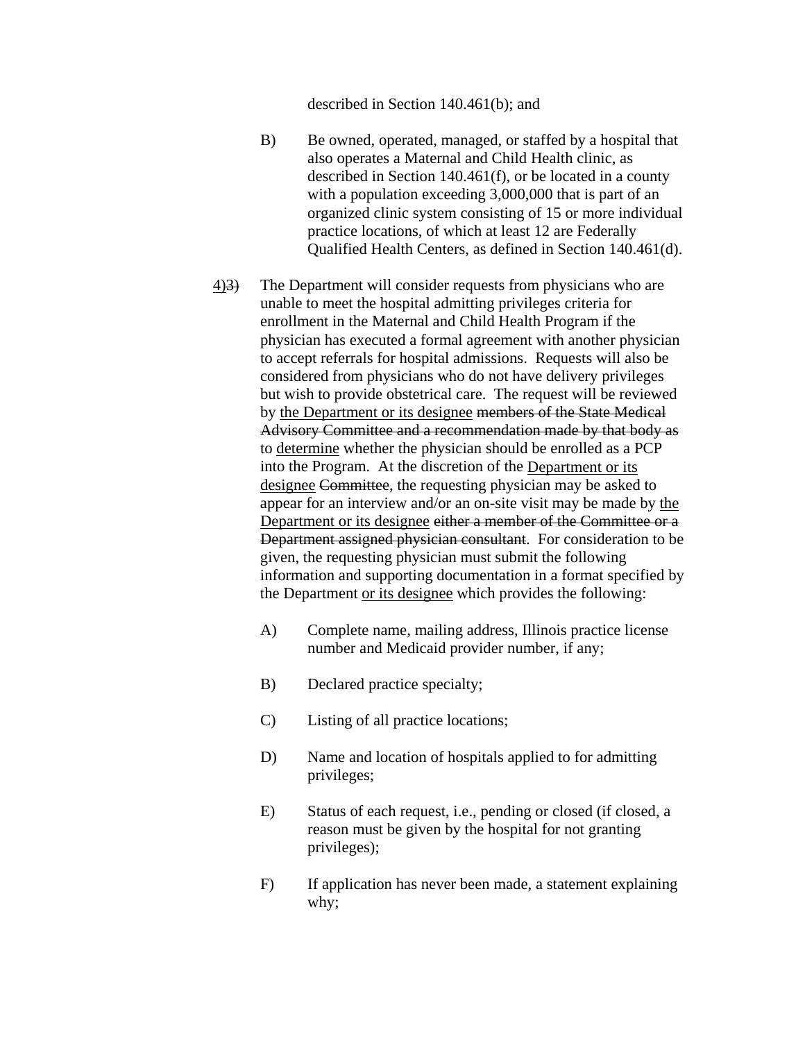described in Section 140.461(b); and

B) Be owned, operated, managed, or staffed by a hospital that also operates a Maternal and Child Health clinic, as described in Section 140.461(f), or be located in a county with a population exceeding 3,000,000 that is part of an organized clinic system consisting of 15 or more individual practice locations, of which at least 12 are Federally Qualified Health Centers, as defined in Section 140.461(d).

<u>4)</u>~~3)~~ The Department will consider requests from physicians who are unable to meet the hospital admitting privileges criteria for enrollment in the Maternal and Child Health Program if the physician has executed a formal agreement with another physician to accept referrals for hospital admissions. Requests will also be considered from physicians who do not have delivery privileges but wish to provide obstetrical care. The request will be reviewed by <u>the Department or its designee</u> ~~members of the State Medical Advisory Committee and a recommendation made by that body as~~ to <u>determine</u> whether the physician should be enrolled as a PCP into the Program. At the discretion of the <u>Department or its designee</u> ~~Committee~~, the requesting physician may be asked to appear for an interview and/or an on-site visit may be made by <u>the Department or its designee</u> ~~either a member of the Committee or a Department assigned physician consultant~~. For consideration to be given, the requesting physician must submit the following information and supporting documentation in a format specified by the Department <u>or its designee</u> which provides the following:

A) Complete name, mailing address, Illinois practice license number and Medicaid provider number, if any;

B) Declared practice specialty;

C) Listing of all practice locations;

D) Name and location of hospitals applied to for admitting privileges;

E) Status of each request, i.e., pending or closed (if closed, a reason must be given by the hospital for not granting privileges);

F) If application has never been made, a statement explaining why;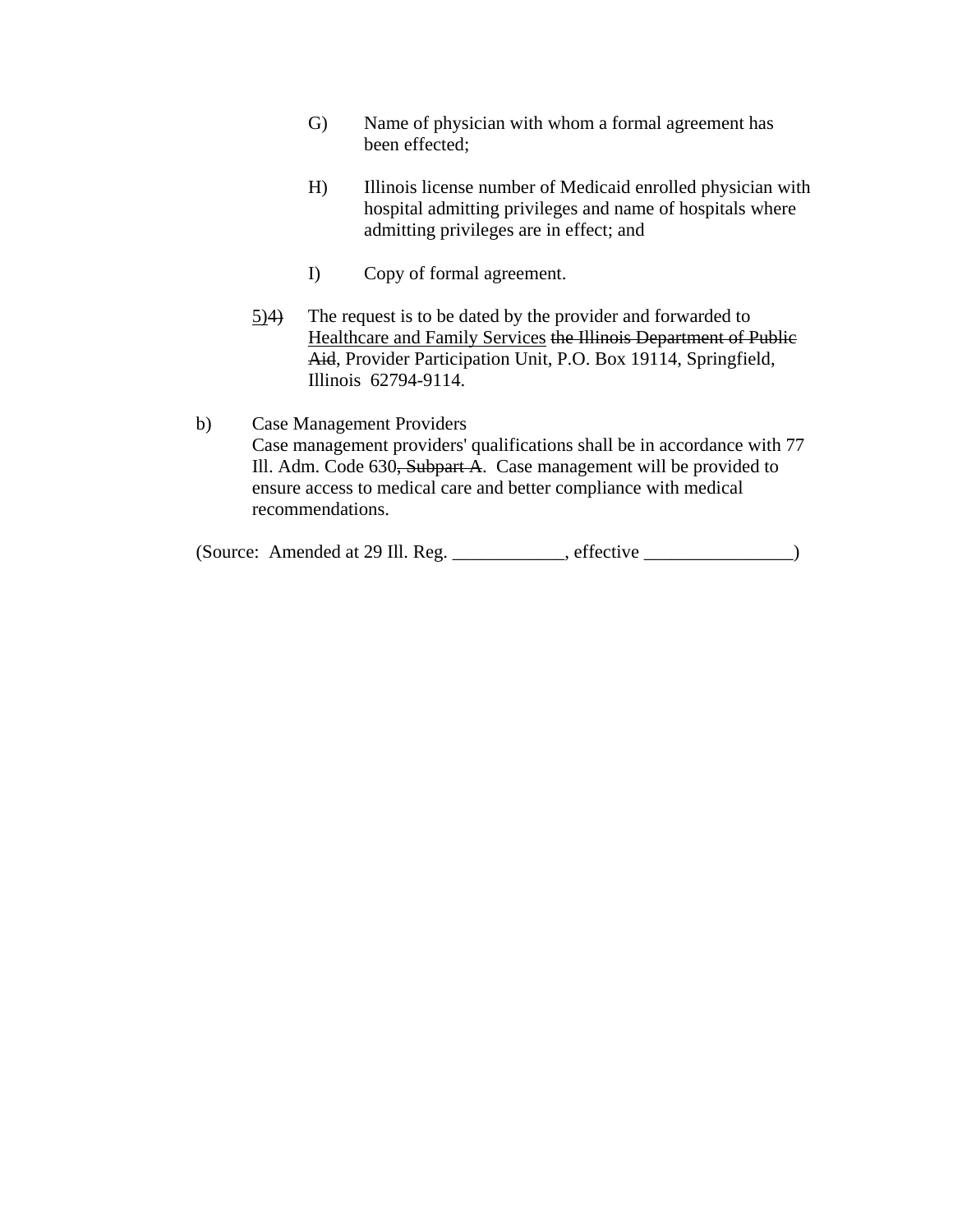G) Name of physician with whom a formal agreement has been effected;

H) Illinois license number of Medicaid enrolled physician with hospital admitting privileges and name of hospitals where admitting privileges are in effect; and

I) Copy of formal agreement.

<u>5)</u>~~4)~~ The request is to be dated by the provider and forwarded to <u>Healthcare and Family Services</u> ~~the Illinois Department of Public Aid~~, Provider Participation Unit, P.O. Box 19114, Springfield, Illinois 62794-9114.

b) Case Management Providers
Case management providers' qualifications shall be in accordance with 77 Ill. Adm. Code 630~~, Subpart A~~. Case management will be provided to ensure access to medical care and better compliance with medical recommendations.

(Source: Amended at 29 Ill. Reg. ____________, effective ________________)